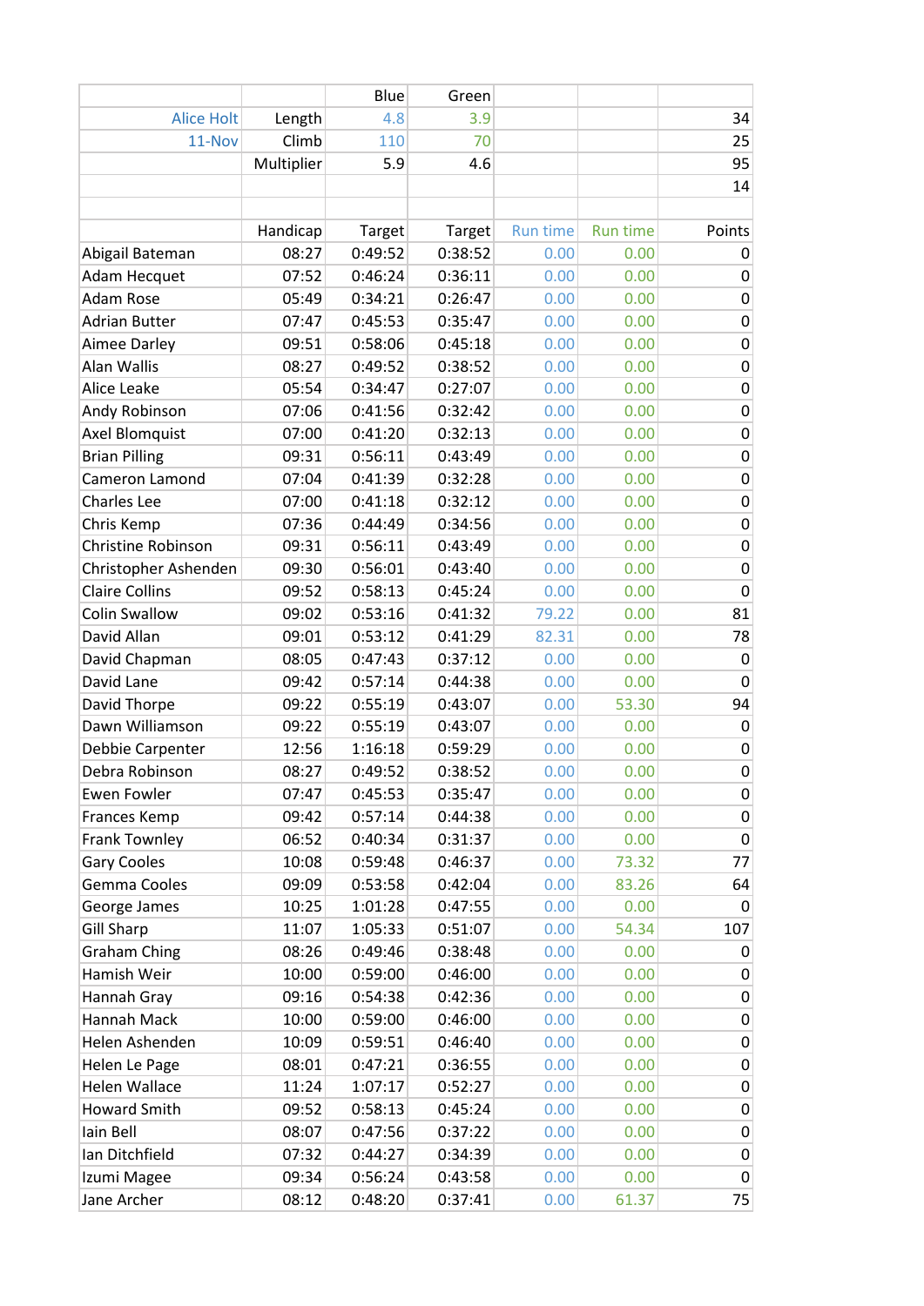| | | Blue | Green | | | |
|---|---|---|---|---|---|---|
| Alice Holt | Length | 4.8 | 3.9 | | | 34 |
| 11-Nov | Climb | 110 | 70 | | | 25 |
| | Multiplier | 5.9 | 4.6 | | | 95 |
| | | | | | | 14 |
| | | | | | | |
| | Handicap | Target | Target | Run time | Run time | Points |
| Abigail Bateman | 08:27 | 0:49:52 | 0:38:52 | 0.00 | 0.00 | 0 |
| Adam Hecquet | 07:52 | 0:46:24 | 0:36:11 | 0.00 | 0.00 | 0 |
| Adam Rose | 05:49 | 0:34:21 | 0:26:47 | 0.00 | 0.00 | 0 |
| Adrian Butter | 07:47 | 0:45:53 | 0:35:47 | 0.00 | 0.00 | 0 |
| Aimee Darley | 09:51 | 0:58:06 | 0:45:18 | 0.00 | 0.00 | 0 |
| Alan Wallis | 08:27 | 0:49:52 | 0:38:52 | 0.00 | 0.00 | 0 |
| Alice Leake | 05:54 | 0:34:47 | 0:27:07 | 0.00 | 0.00 | 0 |
| Andy Robinson | 07:06 | 0:41:56 | 0:32:42 | 0.00 | 0.00 | 0 |
| Axel Blomquist | 07:00 | 0:41:20 | 0:32:13 | 0.00 | 0.00 | 0 |
| Brian Pilling | 09:31 | 0:56:11 | 0:43:49 | 0.00 | 0.00 | 0 |
| Cameron Lamond | 07:04 | 0:41:39 | 0:32:28 | 0.00 | 0.00 | 0 |
| Charles Lee | 07:00 | 0:41:18 | 0:32:12 | 0.00 | 0.00 | 0 |
| Chris Kemp | 07:36 | 0:44:49 | 0:34:56 | 0.00 | 0.00 | 0 |
| Christine Robinson | 09:31 | 0:56:11 | 0:43:49 | 0.00 | 0.00 | 0 |
| Christopher Ashenden | 09:30 | 0:56:01 | 0:43:40 | 0.00 | 0.00 | 0 |
| Claire Collins | 09:52 | 0:58:13 | 0:45:24 | 0.00 | 0.00 | 0 |
| Colin Swallow | 09:02 | 0:53:16 | 0:41:32 | 79.22 | 0.00 | 81 |
| David Allan | 09:01 | 0:53:12 | 0:41:29 | 82.31 | 0.00 | 78 |
| David Chapman | 08:05 | 0:47:43 | 0:37:12 | 0.00 | 0.00 | 0 |
| David Lane | 09:42 | 0:57:14 | 0:44:38 | 0.00 | 0.00 | 0 |
| David Thorpe | 09:22 | 0:55:19 | 0:43:07 | 0.00 | 53.30 | 94 |
| Dawn Williamson | 09:22 | 0:55:19 | 0:43:07 | 0.00 | 0.00 | 0 |
| Debbie Carpenter | 12:56 | 1:16:18 | 0:59:29 | 0.00 | 0.00 | 0 |
| Debra Robinson | 08:27 | 0:49:52 | 0:38:52 | 0.00 | 0.00 | 0 |
| Ewen Fowler | 07:47 | 0:45:53 | 0:35:47 | 0.00 | 0.00 | 0 |
| Frances Kemp | 09:42 | 0:57:14 | 0:44:38 | 0.00 | 0.00 | 0 |
| Frank Townley | 06:52 | 0:40:34 | 0:31:37 | 0.00 | 0.00 | 0 |
| Gary Cooles | 10:08 | 0:59:48 | 0:46:37 | 0.00 | 73.32 | 77 |
| Gemma Cooles | 09:09 | 0:53:58 | 0:42:04 | 0.00 | 83.26 | 64 |
| George James | 10:25 | 1:01:28 | 0:47:55 | 0.00 | 0.00 | 0 |
| Gill Sharp | 11:07 | 1:05:33 | 0:51:07 | 0.00 | 54.34 | 107 |
| Graham Ching | 08:26 | 0:49:46 | 0:38:48 | 0.00 | 0.00 | 0 |
| Hamish Weir | 10:00 | 0:59:00 | 0:46:00 | 0.00 | 0.00 | 0 |
| Hannah Gray | 09:16 | 0:54:38 | 0:42:36 | 0.00 | 0.00 | 0 |
| Hannah Mack | 10:00 | 0:59:00 | 0:46:00 | 0.00 | 0.00 | 0 |
| Helen Ashenden | 10:09 | 0:59:51 | 0:46:40 | 0.00 | 0.00 | 0 |
| Helen Le Page | 08:01 | 0:47:21 | 0:36:55 | 0.00 | 0.00 | 0 |
| Helen Wallace | 11:24 | 1:07:17 | 0:52:27 | 0.00 | 0.00 | 0 |
| Howard Smith | 09:52 | 0:58:13 | 0:45:24 | 0.00 | 0.00 | 0 |
| Iain Bell | 08:07 | 0:47:56 | 0:37:22 | 0.00 | 0.00 | 0 |
| Ian Ditchfield | 07:32 | 0:44:27 | 0:34:39 | 0.00 | 0.00 | 0 |
| Izumi Magee | 09:34 | 0:56:24 | 0:43:58 | 0.00 | 0.00 | 0 |
| Jane Archer | 08:12 | 0:48:20 | 0:37:41 | 0.00 | 61.37 | 75 |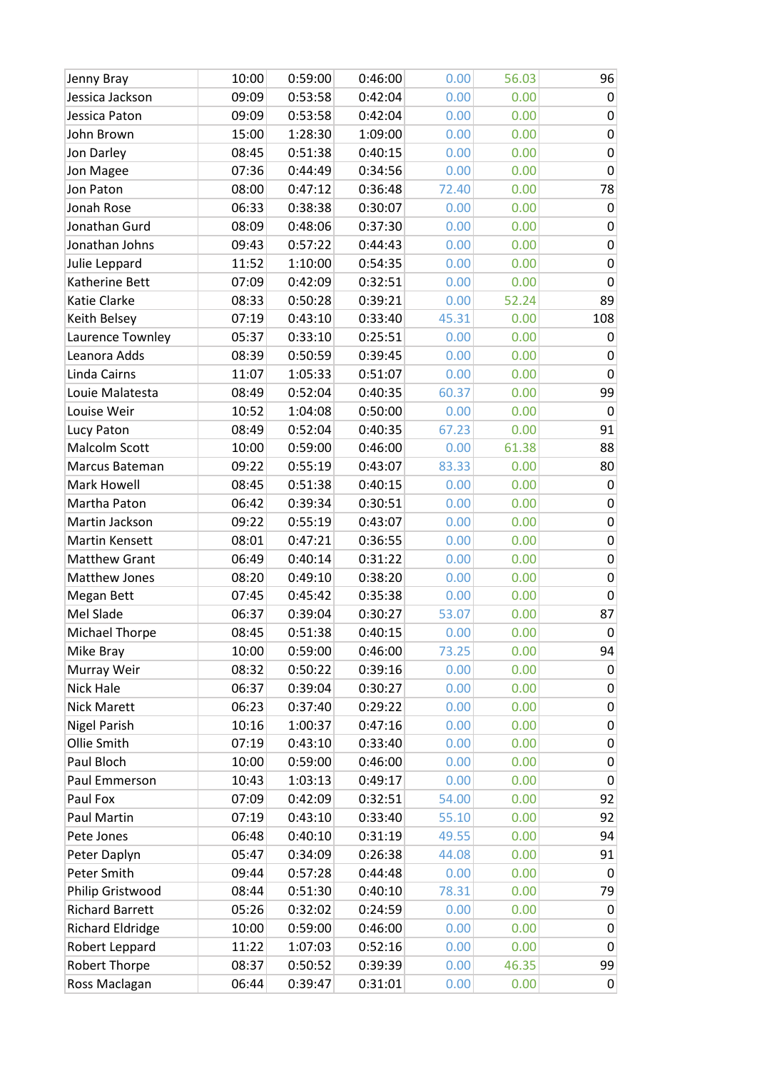| | | | | | | |
|---|---|---|---|---|---|---|
| Jenny Bray | 10:00 | 0:59:00 | 0:46:00 | 0.00 | 56.03 | 96 |
| Jessica Jackson | 09:09 | 0:53:58 | 0:42:04 | 0.00 | 0.00 | 0 |
| Jessica Paton | 09:09 | 0:53:58 | 0:42:04 | 0.00 | 0.00 | 0 |
| John Brown | 15:00 | 1:28:30 | 1:09:00 | 0.00 | 0.00 | 0 |
| Jon Darley | 08:45 | 0:51:38 | 0:40:15 | 0.00 | 0.00 | 0 |
| Jon Magee | 07:36 | 0:44:49 | 0:34:56 | 0.00 | 0.00 | 0 |
| Jon Paton | 08:00 | 0:47:12 | 0:36:48 | 72.40 | 0.00 | 78 |
| Jonah Rose | 06:33 | 0:38:38 | 0:30:07 | 0.00 | 0.00 | 0 |
| Jonathan Gurd | 08:09 | 0:48:06 | 0:37:30 | 0.00 | 0.00 | 0 |
| Jonathan Johns | 09:43 | 0:57:22 | 0:44:43 | 0.00 | 0.00 | 0 |
| Julie Leppard | 11:52 | 1:10:00 | 0:54:35 | 0.00 | 0.00 | 0 |
| Katherine Bett | 07:09 | 0:42:09 | 0:32:51 | 0.00 | 0.00 | 0 |
| Katie Clarke | 08:33 | 0:50:28 | 0:39:21 | 0.00 | 52.24 | 89 |
| Keith Belsey | 07:19 | 0:43:10 | 0:33:40 | 45.31 | 0.00 | 108 |
| Laurence Townley | 05:37 | 0:33:10 | 0:25:51 | 0.00 | 0.00 | 0 |
| Leanora Adds | 08:39 | 0:50:59 | 0:39:45 | 0.00 | 0.00 | 0 |
| Linda Cairns | 11:07 | 1:05:33 | 0:51:07 | 0.00 | 0.00 | 0 |
| Louie Malatesta | 08:49 | 0:52:04 | 0:40:35 | 60.37 | 0.00 | 99 |
| Louise Weir | 10:52 | 1:04:08 | 0:50:00 | 0.00 | 0.00 | 0 |
| Lucy Paton | 08:49 | 0:52:04 | 0:40:35 | 67.23 | 0.00 | 91 |
| Malcolm Scott | 10:00 | 0:59:00 | 0:46:00 | 0.00 | 61.38 | 88 |
| Marcus Bateman | 09:22 | 0:55:19 | 0:43:07 | 83.33 | 0.00 | 80 |
| Mark Howell | 08:45 | 0:51:38 | 0:40:15 | 0.00 | 0.00 | 0 |
| Martha Paton | 06:42 | 0:39:34 | 0:30:51 | 0.00 | 0.00 | 0 |
| Martin Jackson | 09:22 | 0:55:19 | 0:43:07 | 0.00 | 0.00 | 0 |
| Martin Kensett | 08:01 | 0:47:21 | 0:36:55 | 0.00 | 0.00 | 0 |
| Matthew Grant | 06:49 | 0:40:14 | 0:31:22 | 0.00 | 0.00 | 0 |
| Matthew Jones | 08:20 | 0:49:10 | 0:38:20 | 0.00 | 0.00 | 0 |
| Megan Bett | 07:45 | 0:45:42 | 0:35:38 | 0.00 | 0.00 | 0 |
| Mel Slade | 06:37 | 0:39:04 | 0:30:27 | 53.07 | 0.00 | 87 |
| Michael Thorpe | 08:45 | 0:51:38 | 0:40:15 | 0.00 | 0.00 | 0 |
| Mike Bray | 10:00 | 0:59:00 | 0:46:00 | 73.25 | 0.00 | 94 |
| Murray Weir | 08:32 | 0:50:22 | 0:39:16 | 0.00 | 0.00 | 0 |
| Nick Hale | 06:37 | 0:39:04 | 0:30:27 | 0.00 | 0.00 | 0 |
| Nick Marett | 06:23 | 0:37:40 | 0:29:22 | 0.00 | 0.00 | 0 |
| Nigel Parish | 10:16 | 1:00:37 | 0:47:16 | 0.00 | 0.00 | 0 |
| Ollie Smith | 07:19 | 0:43:10 | 0:33:40 | 0.00 | 0.00 | 0 |
| Paul Bloch | 10:00 | 0:59:00 | 0:46:00 | 0.00 | 0.00 | 0 |
| Paul Emmerson | 10:43 | 1:03:13 | 0:49:17 | 0.00 | 0.00 | 0 |
| Paul Fox | 07:09 | 0:42:09 | 0:32:51 | 54.00 | 0.00 | 92 |
| Paul Martin | 07:19 | 0:43:10 | 0:33:40 | 55.10 | 0.00 | 92 |
| Pete Jones | 06:48 | 0:40:10 | 0:31:19 | 49.55 | 0.00 | 94 |
| Peter Daplyn | 05:47 | 0:34:09 | 0:26:38 | 44.08 | 0.00 | 91 |
| Peter Smith | 09:44 | 0:57:28 | 0:44:48 | 0.00 | 0.00 | 0 |
| Philip Gristwood | 08:44 | 0:51:30 | 0:40:10 | 78.31 | 0.00 | 79 |
| Richard Barrett | 05:26 | 0:32:02 | 0:24:59 | 0.00 | 0.00 | 0 |
| Richard Eldridge | 10:00 | 0:59:00 | 0:46:00 | 0.00 | 0.00 | 0 |
| Robert Leppard | 11:22 | 1:07:03 | 0:52:16 | 0.00 | 0.00 | 0 |
| Robert Thorpe | 08:37 | 0:50:52 | 0:39:39 | 0.00 | 46.35 | 99 |
| Ross Maclagan | 06:44 | 0:39:47 | 0:31:01 | 0.00 | 0.00 | 0 |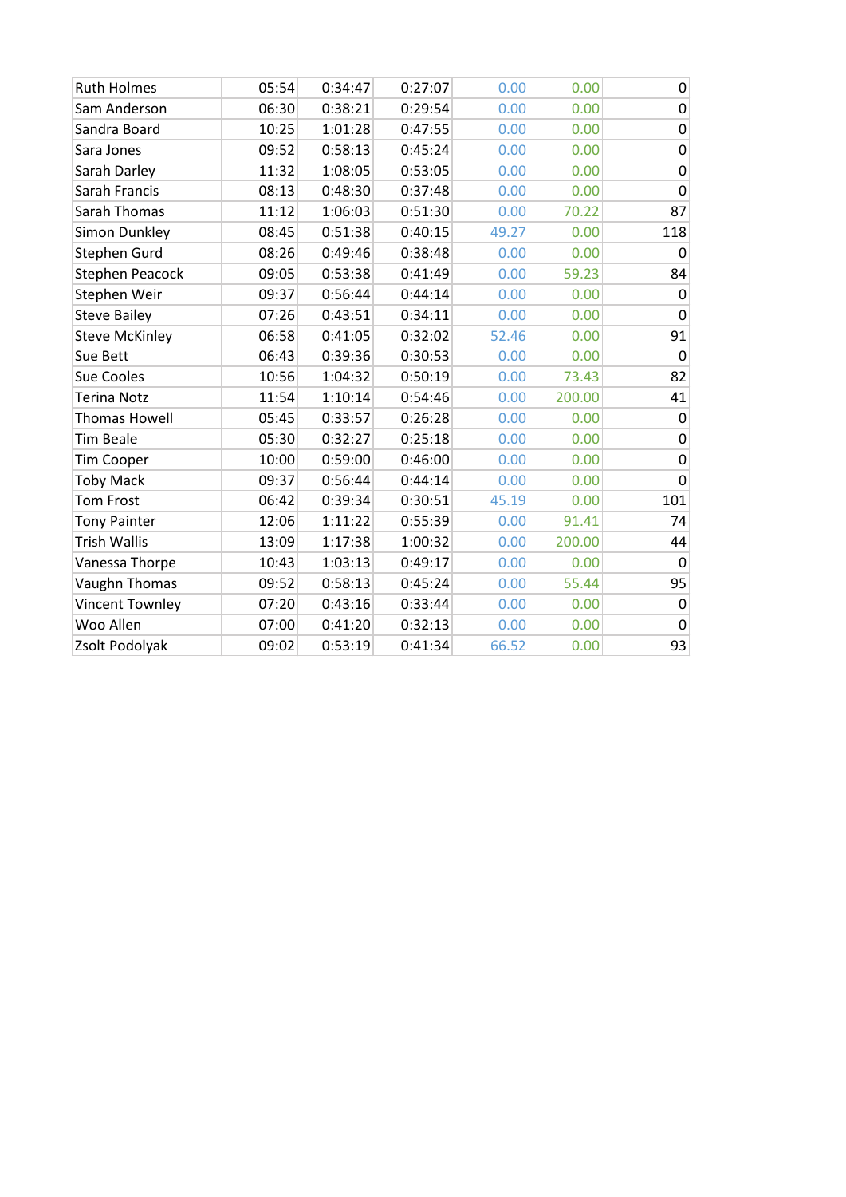| | | | | | | |
|---|---|---|---|---|---|---|
| Ruth Holmes | 05:54 | 0:34:47 | 0:27:07 | 0.00 | 0.00 | 0 |
| Sam Anderson | 06:30 | 0:38:21 | 0:29:54 | 0.00 | 0.00 | 0 |
| Sandra Board | 10:25 | 1:01:28 | 0:47:55 | 0.00 | 0.00 | 0 |
| Sara Jones | 09:52 | 0:58:13 | 0:45:24 | 0.00 | 0.00 | 0 |
| Sarah Darley | 11:32 | 1:08:05 | 0:53:05 | 0.00 | 0.00 | 0 |
| Sarah Francis | 08:13 | 0:48:30 | 0:37:48 | 0.00 | 0.00 | 0 |
| Sarah Thomas | 11:12 | 1:06:03 | 0:51:30 | 0.00 | 70.22 | 87 |
| Simon Dunkley | 08:45 | 0:51:38 | 0:40:15 | 49.27 | 0.00 | 118 |
| Stephen Gurd | 08:26 | 0:49:46 | 0:38:48 | 0.00 | 0.00 | 0 |
| Stephen Peacock | 09:05 | 0:53:38 | 0:41:49 | 0.00 | 59.23 | 84 |
| Stephen Weir | 09:37 | 0:56:44 | 0:44:14 | 0.00 | 0.00 | 0 |
| Steve Bailey | 07:26 | 0:43:51 | 0:34:11 | 0.00 | 0.00 | 0 |
| Steve McKinley | 06:58 | 0:41:05 | 0:32:02 | 52.46 | 0.00 | 91 |
| Sue Bett | 06:43 | 0:39:36 | 0:30:53 | 0.00 | 0.00 | 0 |
| Sue Cooles | 10:56 | 1:04:32 | 0:50:19 | 0.00 | 73.43 | 82 |
| Terina Notz | 11:54 | 1:10:14 | 0:54:46 | 0.00 | 200.00 | 41 |
| Thomas Howell | 05:45 | 0:33:57 | 0:26:28 | 0.00 | 0.00 | 0 |
| Tim Beale | 05:30 | 0:32:27 | 0:25:18 | 0.00 | 0.00 | 0 |
| Tim Cooper | 10:00 | 0:59:00 | 0:46:00 | 0.00 | 0.00 | 0 |
| Toby Mack | 09:37 | 0:56:44 | 0:44:14 | 0.00 | 0.00 | 0 |
| Tom Frost | 06:42 | 0:39:34 | 0:30:51 | 45.19 | 0.00 | 101 |
| Tony Painter | 12:06 | 1:11:22 | 0:55:39 | 0.00 | 91.41 | 74 |
| Trish Wallis | 13:09 | 1:17:38 | 1:00:32 | 0.00 | 200.00 | 44 |
| Vanessa Thorpe | 10:43 | 1:03:13 | 0:49:17 | 0.00 | 0.00 | 0 |
| Vaughn Thomas | 09:52 | 0:58:13 | 0:45:24 | 0.00 | 55.44 | 95 |
| Vincent Townley | 07:20 | 0:43:16 | 0:33:44 | 0.00 | 0.00 | 0 |
| Woo Allen | 07:00 | 0:41:20 | 0:32:13 | 0.00 | 0.00 | 0 |
| Zsolt Podolyak | 09:02 | 0:53:19 | 0:41:34 | 66.52 | 0.00 | 93 |